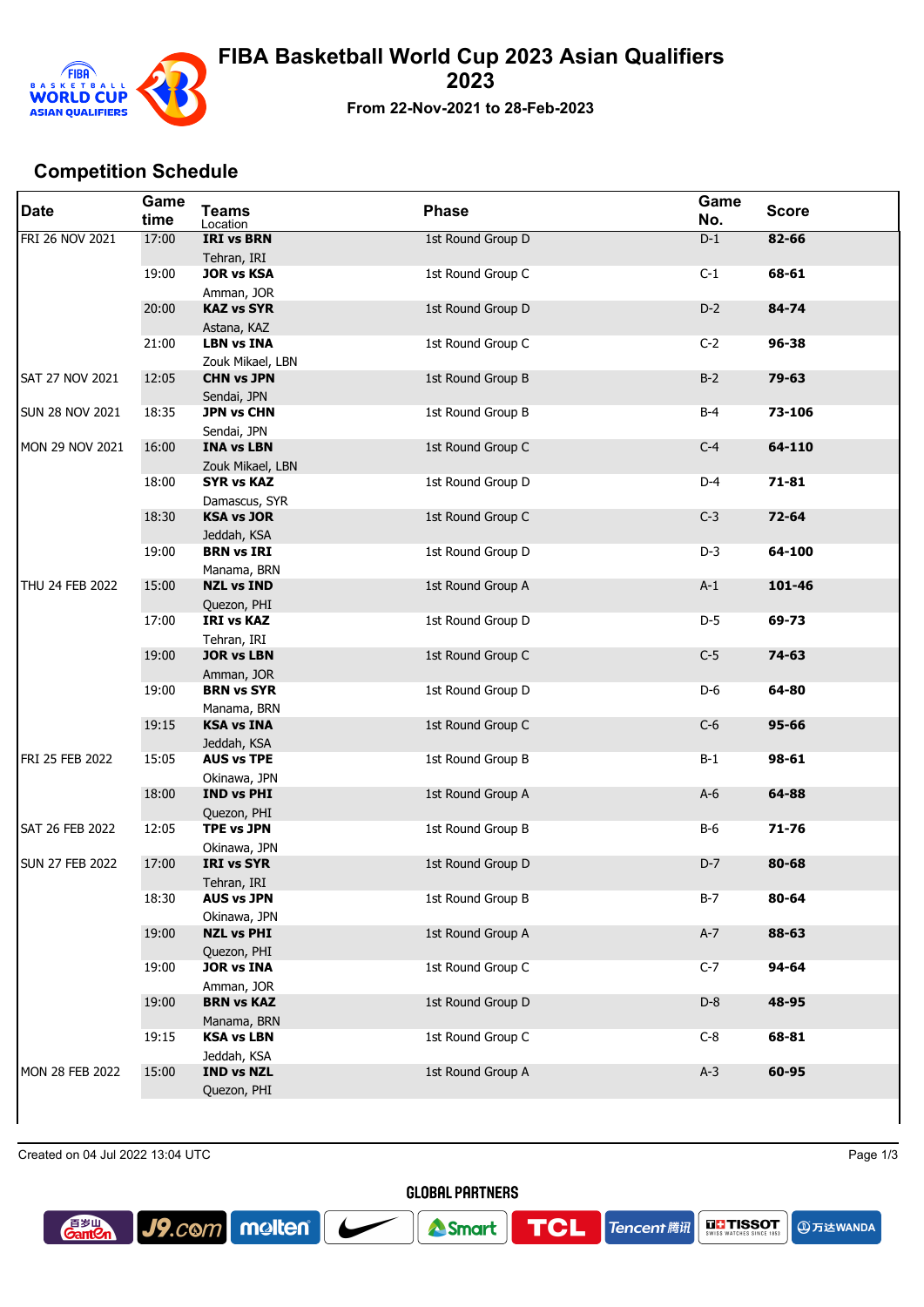# FIBA Basketball World Cup 2023 Asian Qualifiers 2023

**From 22-Nov-2021 to 28-Feb-2023**

## Competition Schedule

| Date | Game time | Teams / Location | Phase | Game No. | Score |
|---|---|---|---|---|---|
| FRI 26 NOV 2021 | 17:00 | **IRI vs BRN** Tehran, IRI | 1st Round Group D | D-1 | **82-66** |
| | 19:00 | **JOR vs KSA** Amman, JOR | 1st Round Group C | C-1 | **68-61** |
| | 20:00 | **KAZ vs SYR** Astana, KAZ | 1st Round Group D | D-2 | **84-74** |
| | 21:00 | **LBN vs INA** Zouk Mikael, LBN | 1st Round Group C | C-2 | **96-38** |
| SAT 27 NOV 2021 | 12:05 | **CHN vs JPN** Sendai, JPN | 1st Round Group B | B-2 | **79-63** |
| SUN 28 NOV 2021 | 18:35 | **JPN vs CHN** Sendai, JPN | 1st Round Group B | B-4 | **73-106** |
| MON 29 NOV 2021 | 16:00 | **INA vs LBN** Zouk Mikael, LBN | 1st Round Group C | C-4 | **64-110** |
| | 18:00 | **SYR vs KAZ** Damascus, SYR | 1st Round Group D | D-4 | **71-81** |
| | 18:30 | **KSA vs JOR** Jeddah, KSA | 1st Round Group C | C-3 | **72-64** |
| | 19:00 | **BRN vs IRI** Manama, BRN | 1st Round Group D | D-3 | **64-100** |
| THU 24 FEB 2022 | 15:00 | **NZL vs IND** Quezon, PHI | 1st Round Group A | A-1 | **101-46** |
| | 17:00 | **IRI vs KAZ** Tehran, IRI | 1st Round Group D | D-5 | **69-73** |
| | 19:00 | **JOR vs LBN** Amman, JOR | 1st Round Group C | C-5 | **74-63** |
| | 19:00 | **BRN vs SYR** Manama, BRN | 1st Round Group D | D-6 | **64-80** |
| | 19:15 | **KSA vs INA** Jeddah, KSA | 1st Round Group C | C-6 | **95-66** |
| FRI 25 FEB 2022 | 15:05 | **AUS vs TPE** Okinawa, JPN | 1st Round Group B | B-1 | **98-61** |
| | 18:00 | **IND vs PHI** Quezon, PHI | 1st Round Group A | A-6 | **64-88** |
| SAT 26 FEB 2022 | 12:05 | **TPE vs JPN** Okinawa, JPN | 1st Round Group B | B-6 | **71-76** |
| SUN 27 FEB 2022 | 17:00 | **IRI vs SYR** Tehran, IRI | 1st Round Group D | D-7 | **80-68** |
| | 18:30 | **AUS vs JPN** Okinawa, JPN | 1st Round Group B | B-7 | **80-64** |
| | 19:00 | **NZL vs PHI** Quezon, PHI | 1st Round Group A | A-7 | **88-63** |
| | 19:00 | **JOR vs INA** Amman, JOR | 1st Round Group C | C-7 | **94-64** |
| | 19:00 | **BRN vs KAZ** Manama, BRN | 1st Round Group D | D-8 | **48-95** |
| | 19:15 | **KSA vs LBN** Jeddah, KSA | 1st Round Group C | C-8 | **68-81** |
| MON 28 FEB 2022 | 15:00 | **IND vs NZL** Quezon, PHI | 1st Round Group A | A-3 | **60-95** |

Created on 04 Jul 2022 13:04 UTC

GLOBAL PARTNERS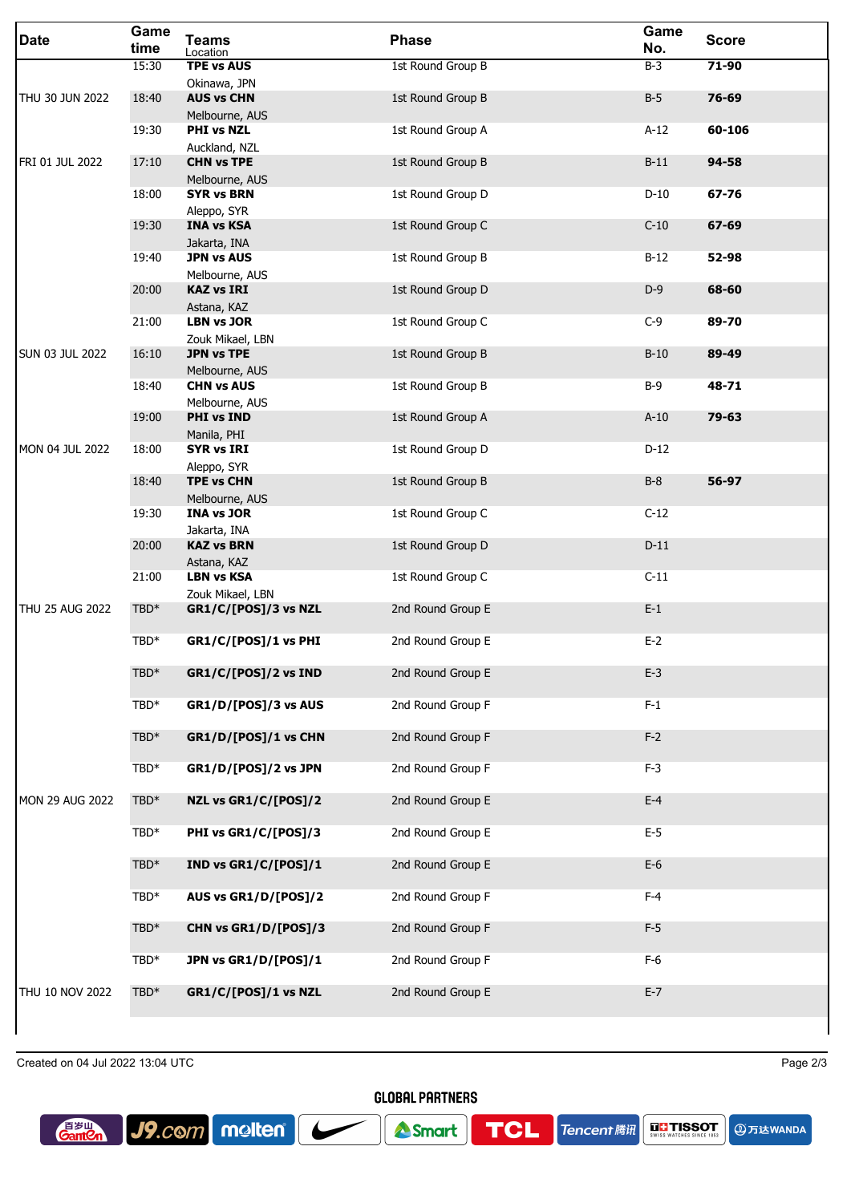| Date | Game time | Teams<br>Location | Phase | Game No. | Score |
|---|---|---|---|---|---|
| | 15:30 | **TPE vs AUS**<br>Okinawa, JPN | 1st Round Group B | B-3 | **71-90** |
| THU 30 JUN 2022 | 18:40 | **AUS vs CHN**<br>Melbourne, AUS | 1st Round Group B | B-5 | **76-69** |
| | 19:30 | **PHI vs NZL**<br>Auckland, NZL | 1st Round Group A | A-12 | **60-106** |
| FRI 01 JUL 2022 | 17:10 | **CHN vs TPE**<br>Melbourne, AUS | 1st Round Group B | B-11 | **94-58** |
| | 18:00 | **SYR vs BRN**<br>Aleppo, SYR | 1st Round Group D | D-10 | **67-76** |
| | 19:30 | **INA vs KSA**<br>Jakarta, INA | 1st Round Group C | C-10 | **67-69** |
| | 19:40 | **JPN vs AUS**<br>Melbourne, AUS | 1st Round Group B | B-12 | **52-98** |
| | 20:00 | **KAZ vs IRI**<br>Astana, KAZ | 1st Round Group D | D-9 | **68-60** |
| | 21:00 | **LBN vs JOR**<br>Zouk Mikael, LBN | 1st Round Group C | C-9 | **89-70** |
| SUN 03 JUL 2022 | 16:10 | **JPN vs TPE**<br>Melbourne, AUS | 1st Round Group B | B-10 | **89-49** |
| | 18:40 | **CHN vs AUS**<br>Melbourne, AUS | 1st Round Group B | B-9 | **48-71** |
| | 19:00 | **PHI vs IND**<br>Manila, PHI | 1st Round Group A | A-10 | **79-63** |
| MON 04 JUL 2022 | 18:00 | **SYR vs IRI**<br>Aleppo, SYR | 1st Round Group D | D-12 | |
| | 18:40 | **TPE vs CHN**<br>Melbourne, AUS | 1st Round Group B | B-8 | **56-97** |
| | 19:30 | **INA vs JOR**<br>Jakarta, INA | 1st Round Group C | C-12 | |
| | 20:00 | **KAZ vs BRN**<br>Astana, KAZ | 1st Round Group D | D-11 | |
| | 21:00 | **LBN vs KSA**<br>Zouk Mikael, LBN | 1st Round Group C | C-11 | |
| THU 25 AUG 2022 | TBD* | **GR1/C/[POS]/3 vs NZL** | 2nd Round Group E | E-1 | |
| | TBD* | **GR1/C/[POS]/1 vs PHI** | 2nd Round Group E | E-2 | |
| | TBD* | **GR1/C/[POS]/2 vs IND** | 2nd Round Group E | E-3 | |
| | TBD* | **GR1/D/[POS]/3 vs AUS** | 2nd Round Group F | F-1 | |
| | TBD* | **GR1/D/[POS]/1 vs CHN** | 2nd Round Group F | F-2 | |
| | TBD* | **GR1/D/[POS]/2 vs JPN** | 2nd Round Group F | F-3 | |
| MON 29 AUG 2022 | TBD* | **NZL vs GR1/C/[POS]/2** | 2nd Round Group E | E-4 | |
| | TBD* | **PHI vs GR1/C/[POS]/3** | 2nd Round Group E | E-5 | |
| | TBD* | **IND vs GR1/C/[POS]/1** | 2nd Round Group E | E-6 | |
| | TBD* | **AUS vs GR1/D/[POS]/2** | 2nd Round Group F | F-4 | |
| | TBD* | **CHN vs GR1/D/[POS]/3** | 2nd Round Group F | F-5 | |
| | TBD* | **JPN vs GR1/D/[POS]/1** | 2nd Round Group F | F-6 | |
| THU 10 NOV 2022 | TBD* | **GR1/C/[POS]/1 vs NZL** | 2nd Round Group E | E-7 | |

Created on 04 Jul 2022 13:04 UTC

**GLOBAL PARTNERS**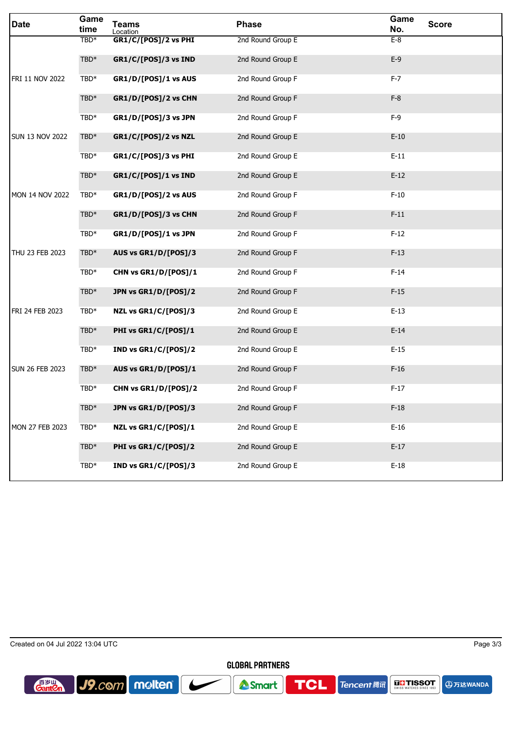| Date | Game time | Teams Location | Phase | Game No. | Score |
|---|---|---|---|---|---|
| FRI 11 NOV 2022 | TBD* | GR1/C/[POS]/2 vs PHI | 2nd Round Group E | E-8 | |
| | TBD* | GR1/C/[POS]/3 vs IND | 2nd Round Group E | E-9 | |
| | TBD* | GR1/D/[POS]/1 vs AUS | 2nd Round Group F | F-7 | |
| | TBD* | GR1/D/[POS]/2 vs CHN | 2nd Round Group F | F-8 | |
| | TBD* | GR1/D/[POS]/3 vs JPN | 2nd Round Group F | F-9 | |
| SUN 13 NOV 2022 | TBD* | GR1/C/[POS]/2 vs NZL | 2nd Round Group E | E-10 | |
| | TBD* | GR1/C/[POS]/3 vs PHI | 2nd Round Group E | E-11 | |
| | TBD* | GR1/C/[POS]/1 vs IND | 2nd Round Group E | E-12 | |
| MON 14 NOV 2022 | TBD* | GR1/D/[POS]/2 vs AUS | 2nd Round Group F | F-10 | |
| | TBD* | GR1/D/[POS]/3 vs CHN | 2nd Round Group F | F-11 | |
| | TBD* | GR1/D/[POS]/1 vs JPN | 2nd Round Group F | F-12 | |
| THU 23 FEB 2023 | TBD* | AUS vs GR1/D/[POS]/3 | 2nd Round Group F | F-13 | |
| | TBD* | CHN vs GR1/D/[POS]/1 | 2nd Round Group F | F-14 | |
| | TBD* | JPN vs GR1/D/[POS]/2 | 2nd Round Group F | F-15 | |
| FRI 24 FEB 2023 | TBD* | NZL vs GR1/C/[POS]/3 | 2nd Round Group E | E-13 | |
| | TBD* | PHI vs GR1/C/[POS]/1 | 2nd Round Group E | E-14 | |
| | TBD* | IND vs GR1/C/[POS]/2 | 2nd Round Group E | E-15 | |
| SUN 26 FEB 2023 | TBD* | AUS vs GR1/D/[POS]/1 | 2nd Round Group F | F-16 | |
| | TBD* | CHN vs GR1/D/[POS]/2 | 2nd Round Group F | F-17 | |
| | TBD* | JPN vs GR1/D/[POS]/3 | 2nd Round Group F | F-18 | |
| MON 27 FEB 2023 | TBD* | NZL vs GR1/C/[POS]/1 | 2nd Round Group E | E-16 | |
| | TBD* | PHI vs GR1/C/[POS]/2 | 2nd Round Group E | E-17 | |
| | TBD* | IND vs GR1/C/[POS]/3 | 2nd Round Group E | E-18 | |

Created on 04 Jul 2022 13:04 UTC

GLOBAL PARTNERS